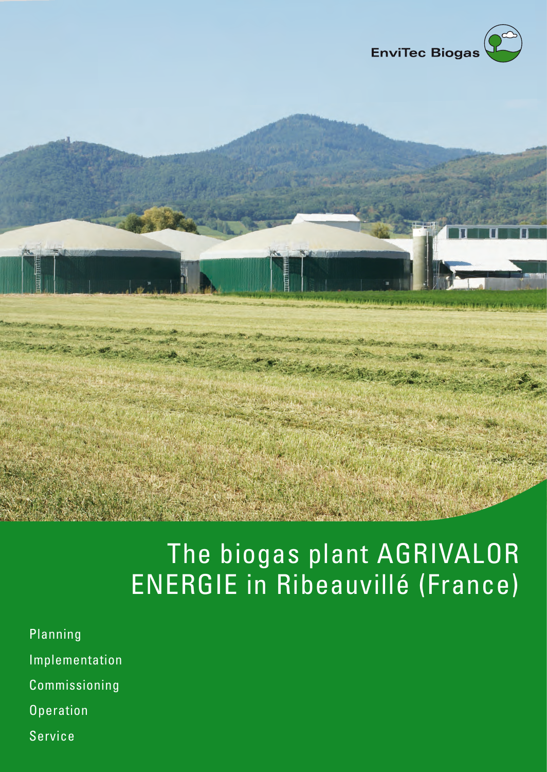EnviTec Biogas

# The biogas plant AGRIVALOR ENERGIE in Ribeauvillé (France)

Planning

Implementation

Commissioning

Operation

Service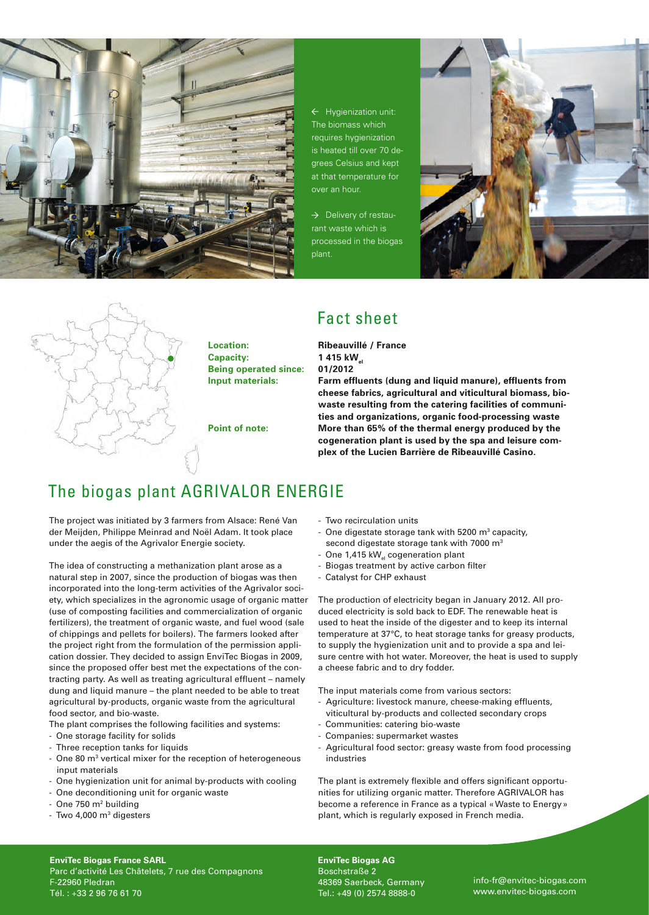← Hygienization unit: The biomass which requires hygienization is heated till over 70 degrees Celsius and kept at that temperature for over an hour.

→ Delivery of restaurant waste which is processed in the biogas plant.

## Fact sheet

| | |
|---|---|
| **Location:** | **Ribeauvillé / France** |
| **Capacity:** | **1 415 $kW_{el}$** |
| **Being operated since:** | **01/2012** |
| **Input materials:** | **Farm effluents (dung and liquid manure), effluents from cheese fabrics, agricultural and viticultural biomass, bio-waste resulting from the catering facilities of communities and organizations, organic food-processing waste** |
| **Point of note:** | **More than 65% of the thermal energy produced by the cogeneration plant is used by the spa and leisure complex of the Lucien Barrière de Ribeauvillé Casino.** |

# The biogas plant AGRIVALOR ENERGIE

The project was initiated by 3 farmers from Alsace: René Van der Meijden, Philippe Meinrad and Noël Adam. It took place under the aegis of the Agrivalor Energie society.

The idea of constructing a methanization plant arose as a natural step in 2007, since the production of biogas was then incorporated into the long-term activities of the Agrivalor society, which specializes in the agronomic usage of organic matter (use of composting facilities and commercialization of organic fertilizers), the treatment of organic waste, and fuel wood (sale of chippings and pellets for boilers). The farmers looked after the project right from the formulation of the permission application dossier. They decided to assign EnviTec Biogas in 2009, since the proposed offer best met the expectations of the contracting party. As well as treating agricultural effluent – namely dung and liquid manure – the plant needed to be able to treat agricultural by-products, organic waste from the agricultural food sector, and bio-waste.

The plant comprises the following facilities and systems:

- One storage facility for solids
- Three reception tanks for liquids
- One 80 $m^3$ vertical mixer for the reception of heterogeneous input materials
- One hygienization unit for animal by-products with cooling
- One deconditioning unit for organic waste
- One 750 $m^2$ building
- Two 4,000 $m^3$ digesters
- Two recirculation units
- One digestate storage tank with 5200 $m^3$ capacity, second digestate storage tank with 7000 $m^3$
- One 1,415 $kW_{el}$ cogeneration plant
- Biogas treatment by active carbon filter
- Catalyst for CHP exhaust

The production of electricity began in January 2012. All produced electricity is sold back to EDF. The renewable heat is used to heat the inside of the digester and to keep its internal temperature at 37°C, to heat storage tanks for greasy products, to supply the hygienization unit and to provide a spa and leisure centre with hot water. Moreover, the heat is used to supply a cheese fabric and to dry fodder.

The input materials come from various sectors:

- Agriculture: livestock manure, cheese-making effluents, viticultural by-products and collected secondary crops
- Communities: catering bio-waste
- Companies: supermarket wastes
- Agricultural food sector: greasy waste from food processing industries

The plant is extremely flexible and offers significant opportunities for utilizing organic matter. Therefore AGRIVALOR has become a reference in France as a typical « Waste to Energy » plant, which is regularly exposed in French media.

**EnviTec Biogas France SARL**
Parc d'activité Les Châtelets, 7 rue des Compagnons
F-22960 Pledran
Tél. : +33 2 96 76 61 70

**EnviTec Biogas AG**
Boschstraße 2
48369 Saerbeck, Germany
Tel.: +49 (0) 2574 8888-0

info-fr@envitec-biogas.com
www.envitec-biogas.com